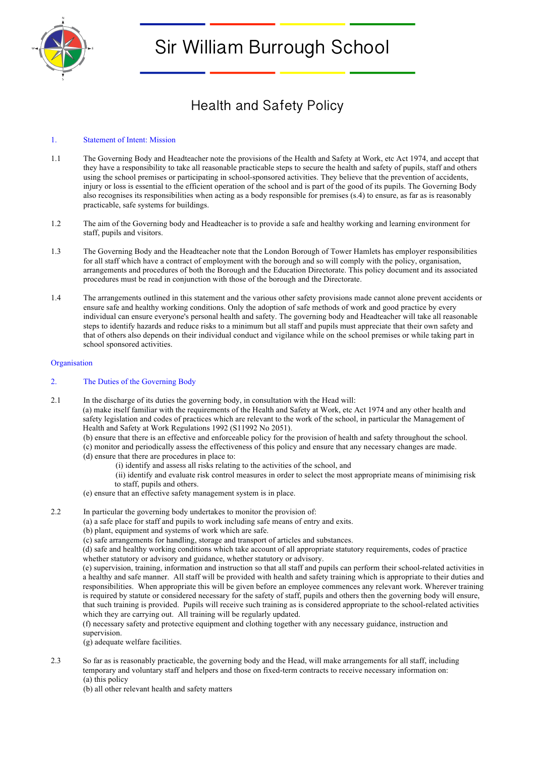# Sir William Burrough School

## Health and Safety Policy

### 1. Statement of Intent: Mission

1.1 The Governing Body and Headteacher note the provisions of the Health and Safety at Work, etc Act 1974, and accept that they have a responsibility to take all reasonable practicable steps to secure the health and safety of pupils, staff and others using the school premises or participating in school-sponsored activities. They believe that the prevention of accidents, injury or loss is essential to the efficient operation of the school and is part of the good of its pupils. The Governing Body also recognises its responsibilities when acting as a body responsible for premises (s.4) to ensure, as far as is reasonably practicable, safe systems for buildings.

1.2 The aim of the Governing body and Headteacher is to provide a safe and healthy working and learning environment for staff, pupils and visitors.

1.3 The Governing Body and the Headteacher note that the London Borough of Tower Hamlets has employer responsibilities for all staff which have a contract of employment with the borough and so will comply with the policy, organisation, arrangements and procedures of both the Borough and the Education Directorate. This policy document and its associated procedures must be read in conjunction with those of the borough and the Directorate.

1.4 The arrangements outlined in this statement and the various other safety provisions made cannot alone prevent accidents or ensure safe and healthy working conditions. Only the adoption of safe methods of work and good practice by every individual can ensure everyone's personal health and safety. The governing body and Headteacher will take all reasonable steps to identify hazards and reduce risks to a minimum but all staff and pupils must appreciate that their own safety and that of others also depends on their individual conduct and vigilance while on the school premises or while taking part in school sponsored activities.

### Organisation

### 2. The Duties of the Governing Body

2.1 In the discharge of its duties the governing body, in consultation with the Head will:
(a) make itself familiar with the requirements of the Health and Safety at Work, etc Act 1974 and any other health and safety legislation and codes of practices which are relevant to the work of the school, in particular the Management of Health and Safety at Work Regulations 1992 (S11992 No 2051).
(b) ensure that there is an effective and enforceable policy for the provision of health and safety throughout the school.
(c) monitor and periodically assess the effectiveness of this policy and ensure that any necessary changes are made.
(d) ensure that there are procedures in place to:
  (i) identify and assess all risks relating to the activities of the school, and
  (ii) identify and evaluate risk control measures in order to select the most appropriate means of minimising risk to staff, pupils and others.
(e) ensure that an effective safety management system is in place.

2.2 In particular the governing body undertakes to monitor the provision of:
(a) a safe place for staff and pupils to work including safe means of entry and exits.
(b) plant, equipment and systems of work which are safe.
(c) safe arrangements for handling, storage and transport of articles and substances.
(d) safe and healthy working conditions which take account of all appropriate statutory requirements, codes of practice whether statutory or advisory and guidance, whether statutory or advisory.
(e) supervision, training, information and instruction so that all staff and pupils can perform their school-related activities in a healthy and safe manner. All staff will be provided with health and safety training which is appropriate to their duties and responsibilities. When appropriate this will be given before an employee commences any relevant work. Wherever training is required by statute or considered necessary for the safety of staff, pupils and others then the governing body will ensure, that such training is provided. Pupils will receive such training as is considered appropriate to the school-related activities which they are carrying out. All training will be regularly updated.
(f) necessary safety and protective equipment and clothing together with any necessary guidance, instruction and supervision.
(g) adequate welfare facilities.

2.3 So far as is reasonably practicable, the governing body and the Head, will make arrangements for all staff, including temporary and voluntary staff and helpers and those on fixed-term contracts to receive necessary information on:
(a) this policy
(b) all other relevant health and safety matters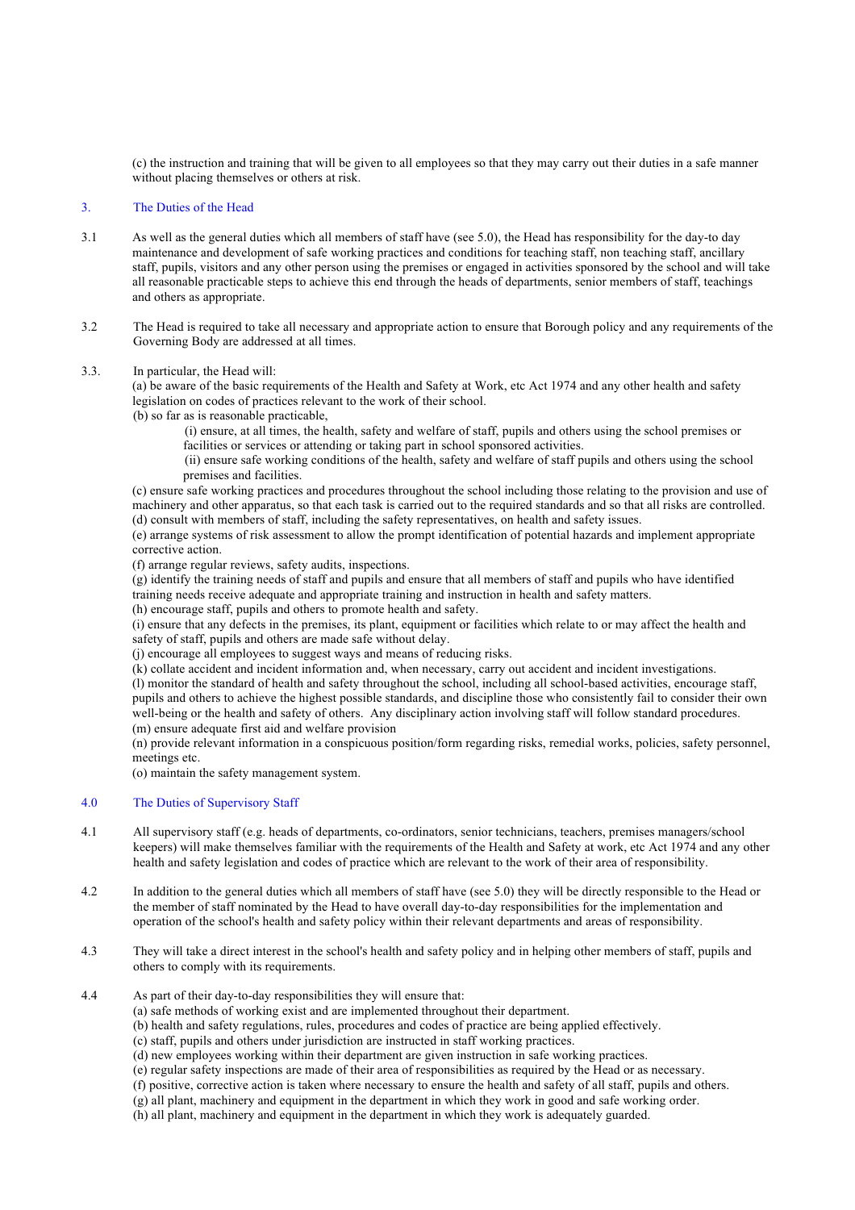(c) the instruction and training that will be given to all employees so that they may carry out their duties in a safe manner without placing themselves or others at risk.

## 3. The Duties of the Head

3.1 As well as the general duties which all members of staff have (see 5.0), the Head has responsibility for the day-to day maintenance and development of safe working practices and conditions for teaching staff, non teaching staff, ancillary staff, pupils, visitors and any other person using the premises or engaged in activities sponsored by the school and will take all reasonable practicable steps to achieve this end through the heads of departments, senior members of staff, teachings and others as appropriate.

3.2 The Head is required to take all necessary and appropriate action to ensure that Borough policy and any requirements of the Governing Body are addressed at all times.

3.3. In particular, the Head will:

(a) be aware of the basic requirements of the Health and Safety at Work, etc Act 1974 and any other health and safety legislation on codes of practices relevant to the work of their school.

(b) so far as is reasonable practicable,

(i) ensure, at all times, the health, safety and welfare of staff, pupils and others using the school premises or facilities or services or attending or taking part in school sponsored activities.

(ii) ensure safe working conditions of the health, safety and welfare of staff pupils and others using the school premises and facilities.

(c) ensure safe working practices and procedures throughout the school including those relating to the provision and use of machinery and other apparatus, so that each task is carried out to the required standards and so that all risks are controlled.

(d) consult with members of staff, including the safety representatives, on health and safety issues.

(e) arrange systems of risk assessment to allow the prompt identification of potential hazards and implement appropriate corrective action.

(f) arrange regular reviews, safety audits, inspections.

(g) identify the training needs of staff and pupils and ensure that all members of staff and pupils who have identified training needs receive adequate and appropriate training and instruction in health and safety matters.

(h) encourage staff, pupils and others to promote health and safety.

(i) ensure that any defects in the premises, its plant, equipment or facilities which relate to or may affect the health and safety of staff, pupils and others are made safe without delay.

(j) encourage all employees to suggest ways and means of reducing risks.

(k) collate accident and incident information and, when necessary, carry out accident and incident investigations.

(l) monitor the standard of health and safety throughout the school, including all school-based activities, encourage staff, pupils and others to achieve the highest possible standards, and discipline those who consistently fail to consider their own well-being or the health and safety of others. Any disciplinary action involving staff will follow standard procedures.

(m) ensure adequate first aid and welfare provision

(n) provide relevant information in a conspicuous position/form regarding risks, remedial works, policies, safety personnel, meetings etc.

(o) maintain the safety management system.

## 4.0 The Duties of Supervisory Staff

4.1 All supervisory staff (e.g. heads of departments, co-ordinators, senior technicians, teachers, premises managers/school keepers) will make themselves familiar with the requirements of the Health and Safety at work, etc Act 1974 and any other health and safety legislation and codes of practice which are relevant to the work of their area of responsibility.

4.2 In addition to the general duties which all members of staff have (see 5.0) they will be directly responsible to the Head or the member of staff nominated by the Head to have overall day-to-day responsibilities for the implementation and operation of the school's health and safety policy within their relevant departments and areas of responsibility.

4.3 They will take a direct interest in the school's health and safety policy and in helping other members of staff, pupils and others to comply with its requirements.

4.4 As part of their day-to-day responsibilities they will ensure that:

(a) safe methods of working exist and are implemented throughout their department.

(b) health and safety regulations, rules, procedures and codes of practice are being applied effectively.

(c) staff, pupils and others under jurisdiction are instructed in staff working practices.

(d) new employees working within their department are given instruction in safe working practices.

(e) regular safety inspections are made of their area of responsibilities as required by the Head or as necessary.

(f) positive, corrective action is taken where necessary to ensure the health and safety of all staff, pupils and others.

(g) all plant, machinery and equipment in the department in which they work in good and safe working order.

(h) all plant, machinery and equipment in the department in which they work is adequately guarded.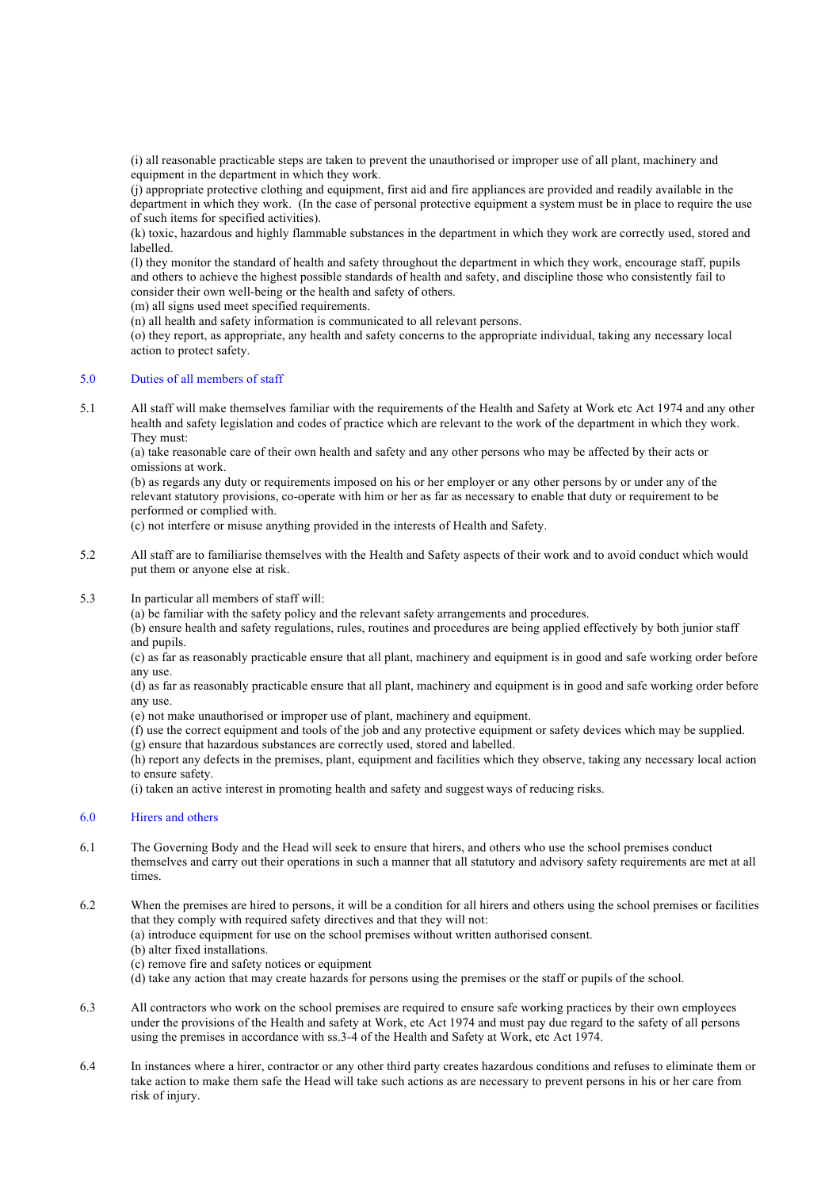(i) all reasonable practicable steps are taken to prevent the unauthorised or improper use of all plant, machinery and equipment in the department in which they work.

(j) appropriate protective clothing and equipment, first aid and fire appliances are provided and readily available in the department in which they work. (In the case of personal protective equipment a system must be in place to require the use of such items for specified activities).

(k) toxic, hazardous and highly flammable substances in the department in which they work are correctly used, stored and labelled.

(l) they monitor the standard of health and safety throughout the department in which they work, encourage staff, pupils and others to achieve the highest possible standards of health and safety, and discipline those who consistently fail to consider their own well-being or the health and safety of others.

(m) all signs used meet specified requirements.

(n) all health and safety information is communicated to all relevant persons.

(o) they report, as appropriate, any health and safety concerns to the appropriate individual, taking any necessary local action to protect safety.

## 5.0 Duties of all members of staff

5.1 All staff will make themselves familiar with the requirements of the Health and Safety at Work etc Act 1974 and any other health and safety legislation and codes of practice which are relevant to the work of the department in which they work. They must:

(a) take reasonable care of their own health and safety and any other persons who may be affected by their acts or omissions at work.

(b) as regards any duty or requirements imposed on his or her employer or any other persons by or under any of the relevant statutory provisions, co-operate with him or her as far as necessary to enable that duty or requirement to be performed or complied with.

(c) not interfere or misuse anything provided in the interests of Health and Safety.

5.2 All staff are to familiarise themselves with the Health and Safety aspects of their work and to avoid conduct which would put them or anyone else at risk.

5.3 In particular all members of staff will:

(a) be familiar with the safety policy and the relevant safety arrangements and procedures.

(b) ensure health and safety regulations, rules, routines and procedures are being applied effectively by both junior staff and pupils.

(c) as far as reasonably practicable ensure that all plant, machinery and equipment is in good and safe working order before any use.

(d) as far as reasonably practicable ensure that all plant, machinery and equipment is in good and safe working order before any use.

(e) not make unauthorised or improper use of plant, machinery and equipment.

(f) use the correct equipment and tools of the job and any protective equipment or safety devices which may be supplied.

(g) ensure that hazardous substances are correctly used, stored and labelled.

(h) report any defects in the premises, plant, equipment and facilities which they observe, taking any necessary local action to ensure safety.

(i) taken an active interest in promoting health and safety and suggest ways of reducing risks.

## 6.0 Hirers and others

6.1 The Governing Body and the Head will seek to ensure that hirers, and others who use the school premises conduct themselves and carry out their operations in such a manner that all statutory and advisory safety requirements are met at all times.

6.2 When the premises are hired to persons, it will be a condition for all hirers and others using the school premises or facilities that they comply with required safety directives and that they will not:

(a) introduce equipment for use on the school premises without written authorised consent.

(b) alter fixed installations.

(c) remove fire and safety notices or equipment

(d) take any action that may create hazards for persons using the premises or the staff or pupils of the school.

6.3 All contractors who work on the school premises are required to ensure safe working practices by their own employees under the provisions of the Health and safety at Work, etc Act 1974 and must pay due regard to the safety of all persons using the premises in accordance with ss.3-4 of the Health and Safety at Work, etc Act 1974.

6.4 In instances where a hirer, contractor or any other third party creates hazardous conditions and refuses to eliminate them or take action to make them safe the Head will take such actions as are necessary to prevent persons in his or her care from risk of injury.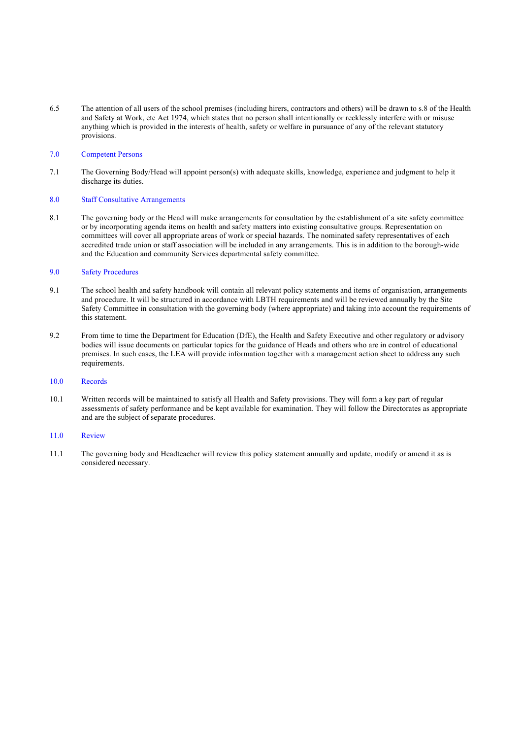6.5 The attention of all users of the school premises (including hirers, contractors and others) will be drawn to s.8 of the Health and Safety at Work, etc Act 1974, which states that no person shall intentionally or recklessly interfere with or misuse anything which is provided in the interests of health, safety or welfare in pursuance of any of the relevant statutory provisions.

## 7.0 Competent Persons

7.1 The Governing Body/Head will appoint person(s) with adequate skills, knowledge, experience and judgment to help it discharge its duties.

## 8.0 Staff Consultative Arrangements

8.1 The governing body or the Head will make arrangements for consultation by the establishment of a site safety committee or by incorporating agenda items on health and safety matters into existing consultative groups. Representation on committees will cover all appropriate areas of work or special hazards. The nominated safety representatives of each accredited trade union or staff association will be included in any arrangements. This is in addition to the borough-wide and the Education and community Services departmental safety committee.

## 9.0 Safety Procedures

9.1 The school health and safety handbook will contain all relevant policy statements and items of organisation, arrangements and procedure. It will be structured in accordance with LBTH requirements and will be reviewed annually by the Site Safety Committee in consultation with the governing body (where appropriate) and taking into account the requirements of this statement.

9.2 From time to time the Department for Education (DfE), the Health and Safety Executive and other regulatory or advisory bodies will issue documents on particular topics for the guidance of Heads and others who are in control of educational premises. In such cases, the LEA will provide information together with a management action sheet to address any such requirements.

## 10.0 Records

10.1 Written records will be maintained to satisfy all Health and Safety provisions. They will form a key part of regular assessments of safety performance and be kept available for examination. They will follow the Directorates as appropriate and are the subject of separate procedures.

## 11.0 Review

11.1 The governing body and Headteacher will review this policy statement annually and update, modify or amend it as is considered necessary.